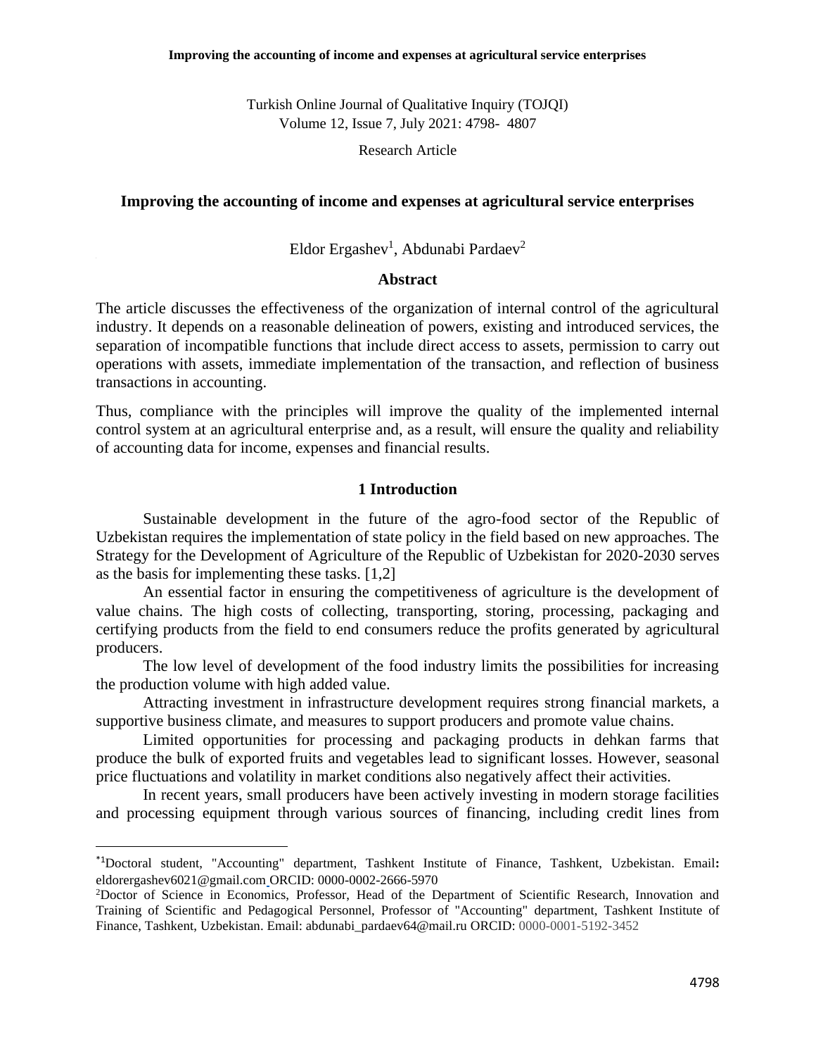Turkish Online Journal of Qualitative Inquiry (TOJQI)
Volume 12, Issue 7, July 2021: 4798- 4807

Research Article

# Improving the accounting of income and expenses at agricultural service enterprises

Eldor Ergashev[1], Abdunabi Pardaev[2]

## Abstract

The article discusses the effectiveness of the organization of internal control of the agricultural industry. It depends on a reasonable delineation of powers, existing and introduced services, the separation of incompatible functions that include direct access to assets, permission to carry out operations with assets, immediate implementation of the transaction, and reflection of business transactions in accounting.

Thus, compliance with the principles will improve the quality of the implemented internal control system at an agricultural enterprise and, as a result, will ensure the quality and reliability of accounting data for income, expenses and financial results.

## 1 Introduction

Sustainable development in the future of the agro-food sector of the Republic of Uzbekistan requires the implementation of state policy in the field based on new approaches. The Strategy for the Development of Agriculture of the Republic of Uzbekistan for 2020-2030 serves as the basis for implementing these tasks. [1,2]

An essential factor in ensuring the competitiveness of agriculture is the development of value chains. The high costs of collecting, transporting, storing, processing, packaging and certifying products from the field to end consumers reduce the profits generated by agricultural producers.

The low level of development of the food industry limits the possibilities for increasing the production volume with high added value.

Attracting investment in infrastructure development requires strong financial markets, a supportive business climate, and measures to support producers and promote value chains.

Limited opportunities for processing and packaging products in dehkan farms that produce the bulk of exported fruits and vegetables lead to significant losses. However, seasonal price fluctuations and volatility in market conditions also negatively affect their activities.

In recent years, small producers have been actively investing in modern storage facilities and processing equipment through various sources of financing, including credit lines from

---

*[1]Doctoral student, "Accounting" department, Tashkent Institute of Finance, Tashkent, Uzbekistan. Email: eldorergashev6021@gmail.com ORCID: 0000-0002-2666-5970

[2]Doctor of Science in Economics, Professor, Head of the Department of Scientific Research, Innovation and Training of Scientific and Pedagogical Personnel, Professor of "Accounting" department, Tashkent Institute of Finance, Tashkent, Uzbekistan. Email: abdunabi_pardaev64@mail.ru ORCID: 0000-0001-5192-3452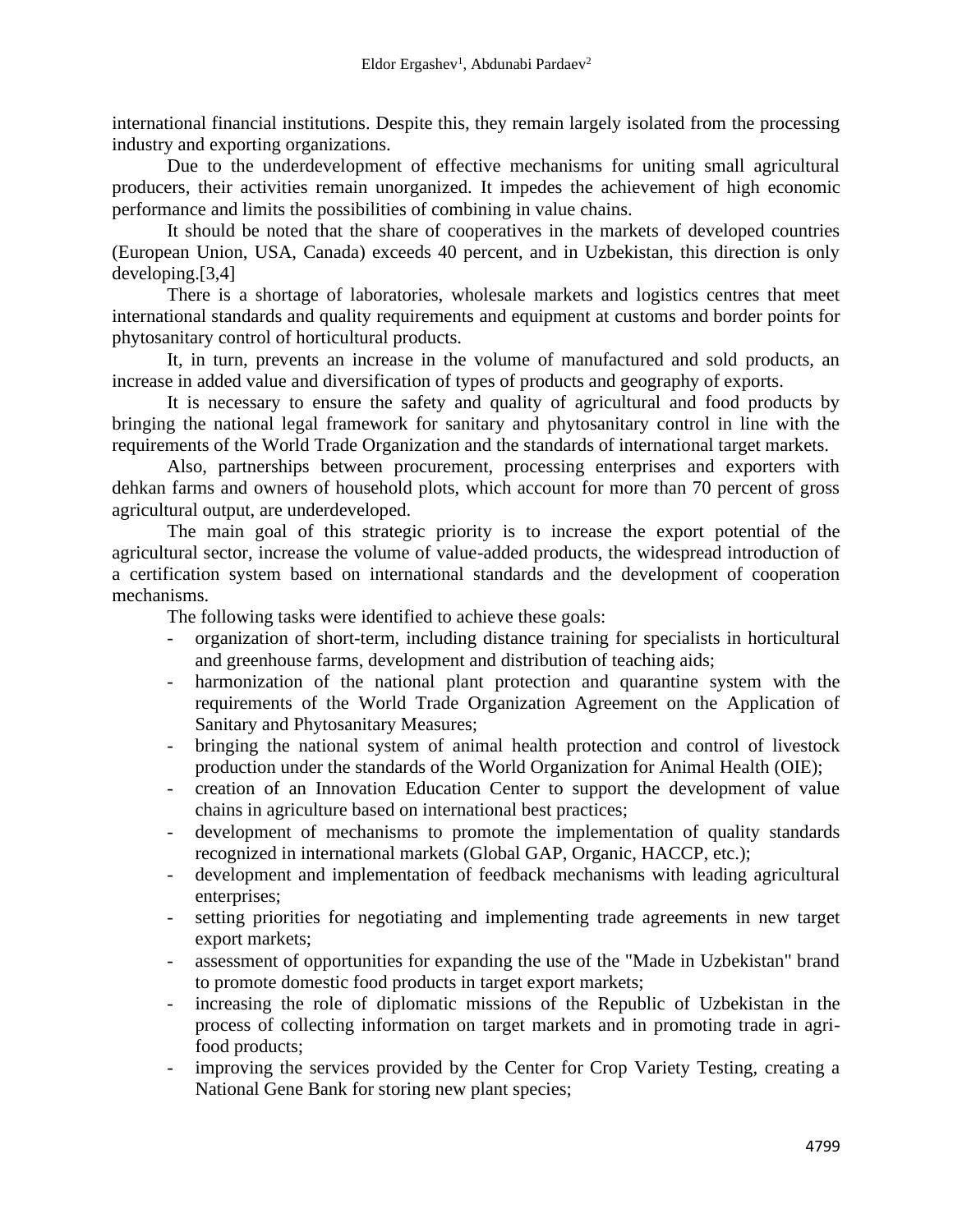international financial institutions. Despite this, they remain largely isolated from the processing industry and exporting organizations.

Due to the underdevelopment of effective mechanisms for uniting small agricultural producers, their activities remain unorganized. It impedes the achievement of high economic performance and limits the possibilities of combining in value chains.

It should be noted that the share of cooperatives in the markets of developed countries (European Union, USA, Canada) exceeds 40 percent, and in Uzbekistan, this direction is only developing.[3,4]

There is a shortage of laboratories, wholesale markets and logistics centres that meet international standards and quality requirements and equipment at customs and border points for phytosanitary control of horticultural products.

It, in turn, prevents an increase in the volume of manufactured and sold products, an increase in added value and diversification of types of products and geography of exports.

It is necessary to ensure the safety and quality of agricultural and food products by bringing the national legal framework for sanitary and phytosanitary control in line with the requirements of the World Trade Organization and the standards of international target markets.

Also, partnerships between procurement, processing enterprises and exporters with dehkan farms and owners of household plots, which account for more than 70 percent of gross agricultural output, are underdeveloped.

The main goal of this strategic priority is to increase the export potential of the agricultural sector, increase the volume of value-added products, the widespread introduction of a certification system based on international standards and the development of cooperation mechanisms.

The following tasks were identified to achieve these goals:

- organization of short-term, including distance training for specialists in horticultural and greenhouse farms, development and distribution of teaching aids;
- harmonization of the national plant protection and quarantine system with the requirements of the World Trade Organization Agreement on the Application of Sanitary and Phytosanitary Measures;
- bringing the national system of animal health protection and control of livestock production under the standards of the World Organization for Animal Health (OIE);
- creation of an Innovation Education Center to support the development of value chains in agriculture based on international best practices;
- development of mechanisms to promote the implementation of quality standards recognized in international markets (Global GAP, Organic, HACCP, etc.);
- development and implementation of feedback mechanisms with leading agricultural enterprises;
- setting priorities for negotiating and implementing trade agreements in new target export markets;
- assessment of opportunities for expanding the use of the "Made in Uzbekistan" brand to promote domestic food products in target export markets;
- increasing the role of diplomatic missions of the Republic of Uzbekistan in the process of collecting information on target markets and in promoting trade in agri-food products;
- improving the services provided by the Center for Crop Variety Testing, creating a National Gene Bank for storing new plant species;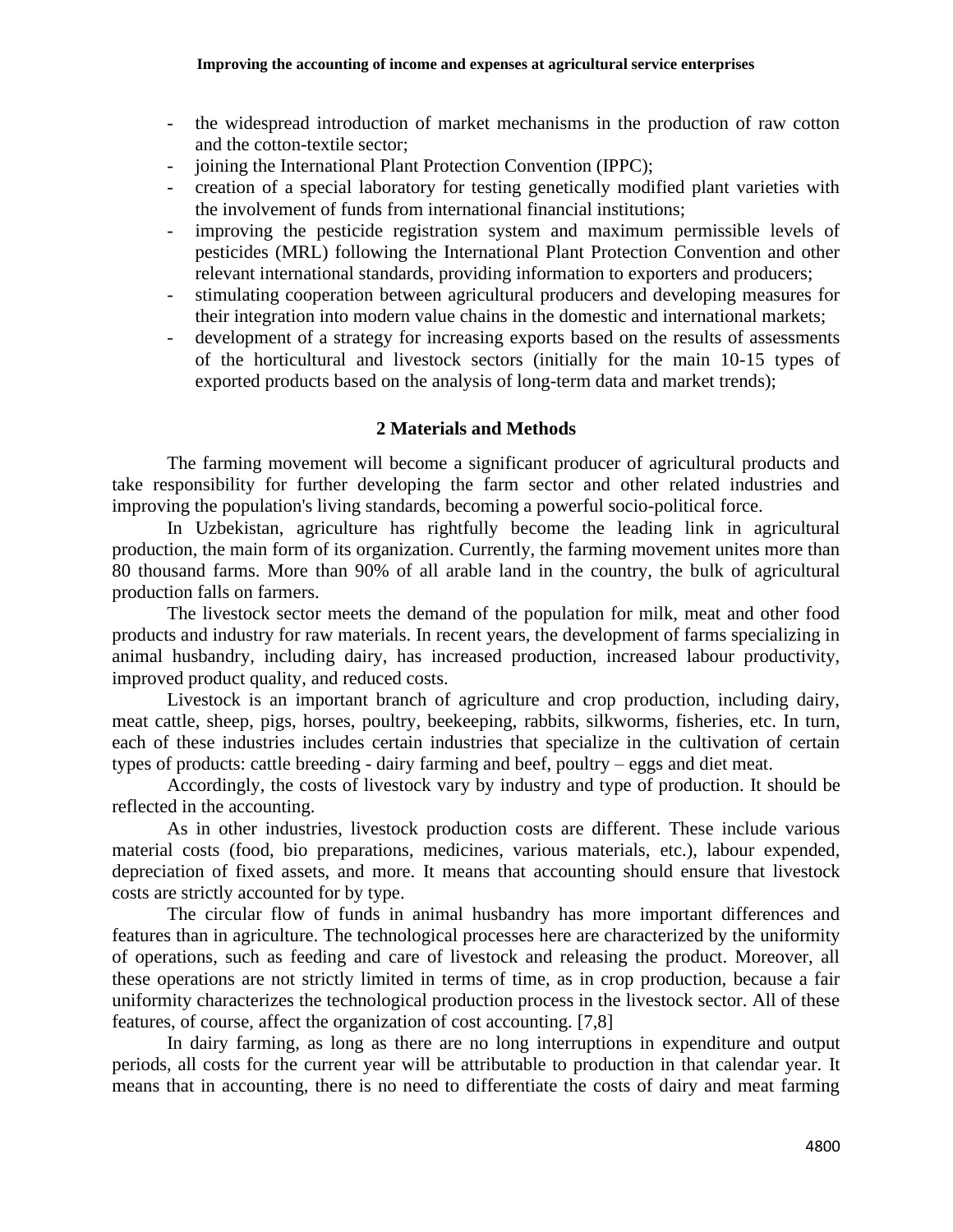- the widespread introduction of market mechanisms in the production of raw cotton and the cotton-textile sector;
- joining the International Plant Protection Convention (IPPC);
- creation of a special laboratory for testing genetically modified plant varieties with the involvement of funds from international financial institutions;
- improving the pesticide registration system and maximum permissible levels of pesticides (MRL) following the International Plant Protection Convention and other relevant international standards, providing information to exporters and producers;
- stimulating cooperation between agricultural producers and developing measures for their integration into modern value chains in the domestic and international markets;
- development of a strategy for increasing exports based on the results of assessments of the horticultural and livestock sectors (initially for the main 10-15 types of exported products based on the analysis of long-term data and market trends);

## 2 Materials and Methods

The farming movement will become a significant producer of agricultural products and take responsibility for further developing the farm sector and other related industries and improving the population's living standards, becoming a powerful socio-political force.

In Uzbekistan, agriculture has rightfully become the leading link in agricultural production, the main form of its organization. Currently, the farming movement unites more than 80 thousand farms. More than 90% of all arable land in the country, the bulk of agricultural production falls on farmers.

The livestock sector meets the demand of the population for milk, meat and other food products and industry for raw materials. In recent years, the development of farms specializing in animal husbandry, including dairy, has increased production, increased labour productivity, improved product quality, and reduced costs.

Livestock is an important branch of agriculture and crop production, including dairy, meat cattle, sheep, pigs, horses, poultry, beekeeping, rabbits, silkworms, fisheries, etc. In turn, each of these industries includes certain industries that specialize in the cultivation of certain types of products: cattle breeding - dairy farming and beef, poultry – eggs and diet meat.

Accordingly, the costs of livestock vary by industry and type of production. It should be reflected in the accounting.

As in other industries, livestock production costs are different. These include various material costs (food, bio preparations, medicines, various materials, etc.), labour expended, depreciation of fixed assets, and more. It means that accounting should ensure that livestock costs are strictly accounted for by type.

The circular flow of funds in animal husbandry has more important differences and features than in agriculture. The technological processes here are characterized by the uniformity of operations, such as feeding and care of livestock and releasing the product. Moreover, all these operations are not strictly limited in terms of time, as in crop production, because a fair uniformity characterizes the technological production process in the livestock sector. All of these features, of course, affect the organization of cost accounting. [7,8]

In dairy farming, as long as there are no long interruptions in expenditure and output periods, all costs for the current year will be attributable to production in that calendar year. It means that in accounting, there is no need to differentiate the costs of dairy and meat farming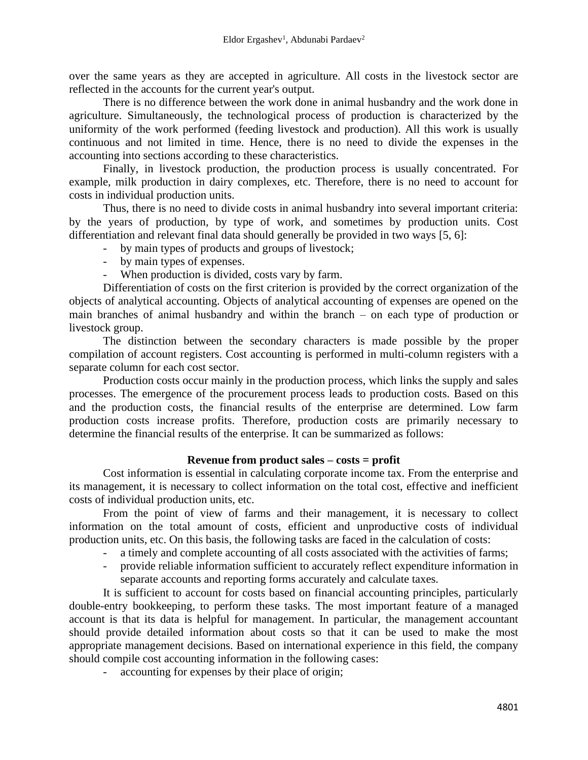over the same years as they are accepted in agriculture. All costs in the livestock sector are reflected in the accounts for the current year's output.

There is no difference between the work done in animal husbandry and the work done in agriculture. Simultaneously, the technological process of production is characterized by the uniformity of the work performed (feeding livestock and production). All this work is usually continuous and not limited in time. Hence, there is no need to divide the expenses in the accounting into sections according to these characteristics.

Finally, in livestock production, the production process is usually concentrated. For example, milk production in dairy complexes, etc. Therefore, there is no need to account for costs in individual production units.

Thus, there is no need to divide costs in animal husbandry into several important criteria: by the years of production, by type of work, and sometimes by production units. Cost differentiation and relevant final data should generally be provided in two ways [5, 6]:

- by main types of products and groups of livestock;
- by main types of expenses.
- When production is divided, costs vary by farm.

Differentiation of costs on the first criterion is provided by the correct organization of the objects of analytical accounting. Objects of analytical accounting of expenses are opened on the main branches of animal husbandry and within the branch – on each type of production or livestock group.

The distinction between the secondary characters is made possible by the proper compilation of account registers. Cost accounting is performed in multi-column registers with a separate column for each cost sector.

Production costs occur mainly in the production process, which links the supply and sales processes. The emergence of the procurement process leads to production costs. Based on this and the production costs, the financial results of the enterprise are determined. Low farm production costs increase profits. Therefore, production costs are primarily necessary to determine the financial results of the enterprise. It can be summarized as follows:

**Revenue from product sales – costs = profit**

Cost information is essential in calculating corporate income tax. From the enterprise and its management, it is necessary to collect information on the total cost, effective and inefficient costs of individual production units, etc.

From the point of view of farms and their management, it is necessary to collect information on the total amount of costs, efficient and unproductive costs of individual production units, etc. On this basis, the following tasks are faced in the calculation of costs:

- a timely and complete accounting of all costs associated with the activities of farms;
- provide reliable information sufficient to accurately reflect expenditure information in separate accounts and reporting forms accurately and calculate taxes.

It is sufficient to account for costs based on financial accounting principles, particularly double-entry bookkeeping, to perform these tasks. The most important feature of a managed account is that its data is helpful for management. In particular, the management accountant should provide detailed information about costs so that it can be used to make the most appropriate management decisions. Based on international experience in this field, the company should compile cost accounting information in the following cases:

- accounting for expenses by their place of origin;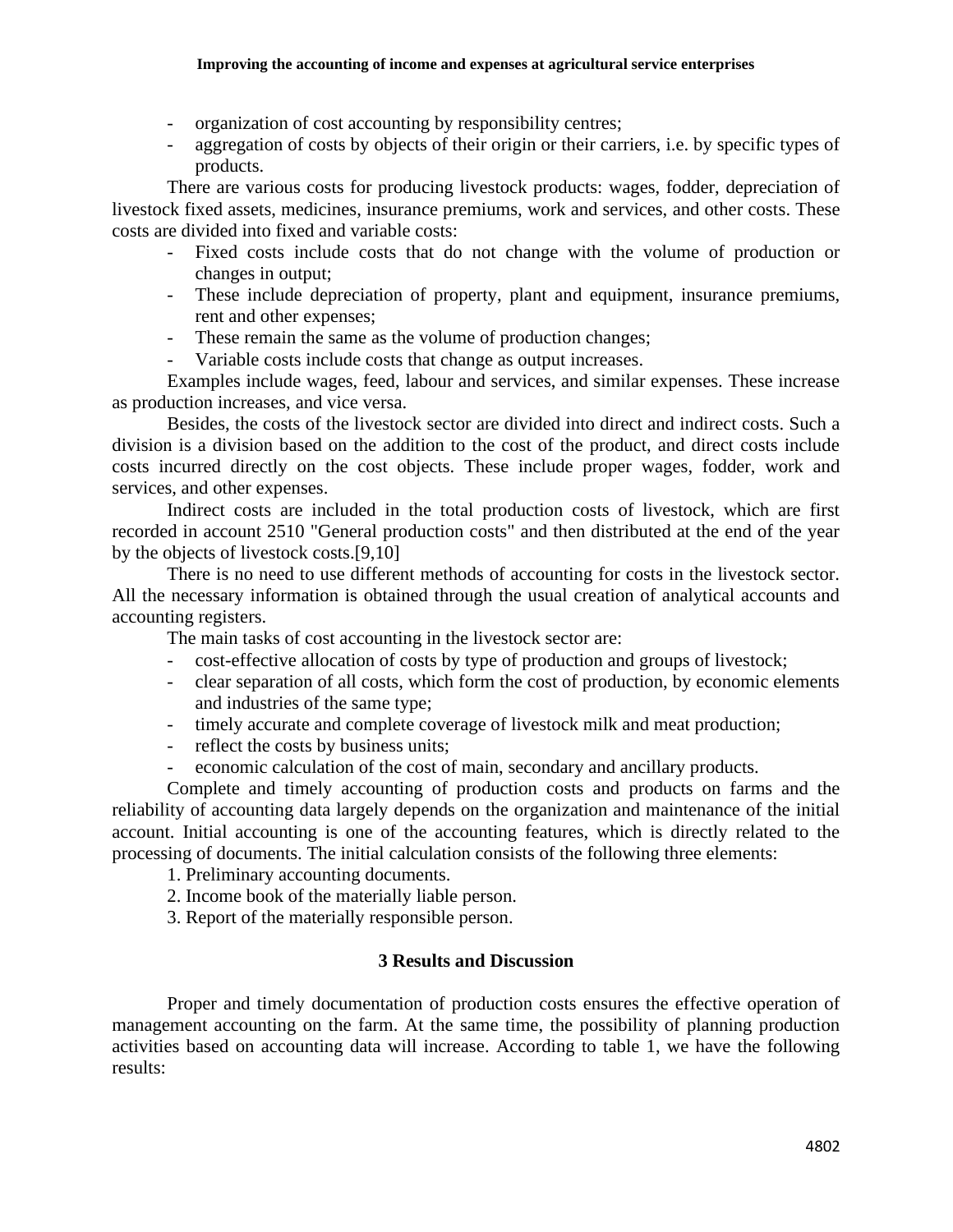- organization of cost accounting by responsibility centres;
- aggregation of costs by objects of their origin or their carriers, i.e. by specific types of products.

There are various costs for producing livestock products: wages, fodder, depreciation of livestock fixed assets, medicines, insurance premiums, work and services, and other costs. These costs are divided into fixed and variable costs:

- Fixed costs include costs that do not change with the volume of production or changes in output;
- These include depreciation of property, plant and equipment, insurance premiums, rent and other expenses;
- These remain the same as the volume of production changes;
- Variable costs include costs that change as output increases.

Examples include wages, feed, labour and services, and similar expenses. These increase as production increases, and vice versa.

Besides, the costs of the livestock sector are divided into direct and indirect costs. Such a division is a division based on the addition to the cost of the product, and direct costs include costs incurred directly on the cost objects. These include proper wages, fodder, work and services, and other expenses.

Indirect costs are included in the total production costs of livestock, which are first recorded in account 2510 "General production costs" and then distributed at the end of the year by the objects of livestock costs.[9,10]

There is no need to use different methods of accounting for costs in the livestock sector. All the necessary information is obtained through the usual creation of analytical accounts and accounting registers.

The main tasks of cost accounting in the livestock sector are:

- cost-effective allocation of costs by type of production and groups of livestock;
- clear separation of all costs, which form the cost of production, by economic elements and industries of the same type;
- timely accurate and complete coverage of livestock milk and meat production;
- reflect the costs by business units;
- economic calculation of the cost of main, secondary and ancillary products.

Complete and timely accounting of production costs and products on farms and the reliability of accounting data largely depends on the organization and maintenance of the initial account. Initial accounting is one of the accounting features, which is directly related to the processing of documents. The initial calculation consists of the following three elements:

1. Preliminary accounting documents.
2. Income book of the materially liable person.
3. Report of the materially responsible person.

## 3 Results and Discussion

Proper and timely documentation of production costs ensures the effective operation of management accounting on the farm. At the same time, the possibility of planning production activities based on accounting data will increase. According to table 1, we have the following results: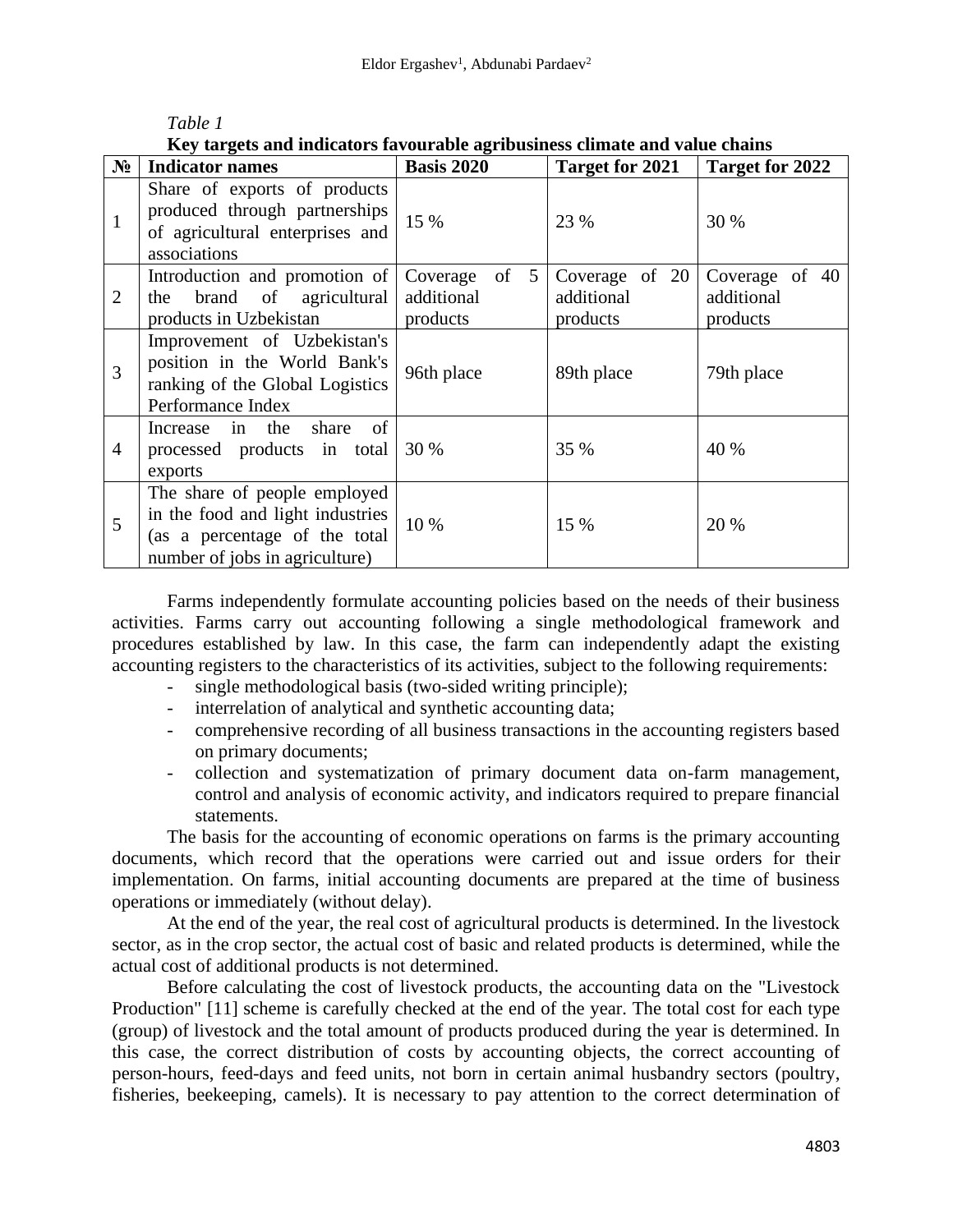*Table 1*

**Key targets and indicators favourable agribusiness climate and value chains**

| № | Indicator names | Basis 2020 | Target for 2021 | Target for 2022 |
|---|---|---|---|---|
| 1 | Share of exports of products produced through partnerships of agricultural enterprises and associations | 15 % | 23 % | 30 % |
| 2 | Introduction and promotion of the brand of agricultural products in Uzbekistan | Coverage of 5 additional products | Coverage of 20 additional products | Coverage of 40 additional products |
| 3 | Improvement of Uzbekistan's position in the World Bank's ranking of the Global Logistics Performance Index | 96th place | 89th place | 79th place |
| 4 | Increase in the share of processed products in total exports | 30 % | 35 % | 40 % |
| 5 | The share of people employed in the food and light industries (as a percentage of the total number of jobs in agriculture) | 10 % | 15 % | 20 % |

Farms independently formulate accounting policies based on the needs of their business activities. Farms carry out accounting following a single methodological framework and procedures established by law. In this case, the farm can independently adapt the existing accounting registers to the characteristics of its activities, subject to the following requirements:

- single methodological basis (two-sided writing principle);
- interrelation of analytical and synthetic accounting data;
- comprehensive recording of all business transactions in the accounting registers based on primary documents;
- collection and systematization of primary document data on-farm management, control and analysis of economic activity, and indicators required to prepare financial statements.

The basis for the accounting of economic operations on farms is the primary accounting documents, which record that the operations were carried out and issue orders for their implementation. On farms, initial accounting documents are prepared at the time of business operations or immediately (without delay).

At the end of the year, the real cost of agricultural products is determined. In the livestock sector, as in the crop sector, the actual cost of basic and related products is determined, while the actual cost of additional products is not determined.

Before calculating the cost of livestock products, the accounting data on the "Livestock Production" [11] scheme is carefully checked at the end of the year. The total cost for each type (group) of livestock and the total amount of products produced during the year is determined. In this case, the correct distribution of costs by accounting objects, the correct accounting of person-hours, feed-days and feed units, not born in certain animal husbandry sectors (poultry, fisheries, beekeeping, camels). It is necessary to pay attention to the correct determination of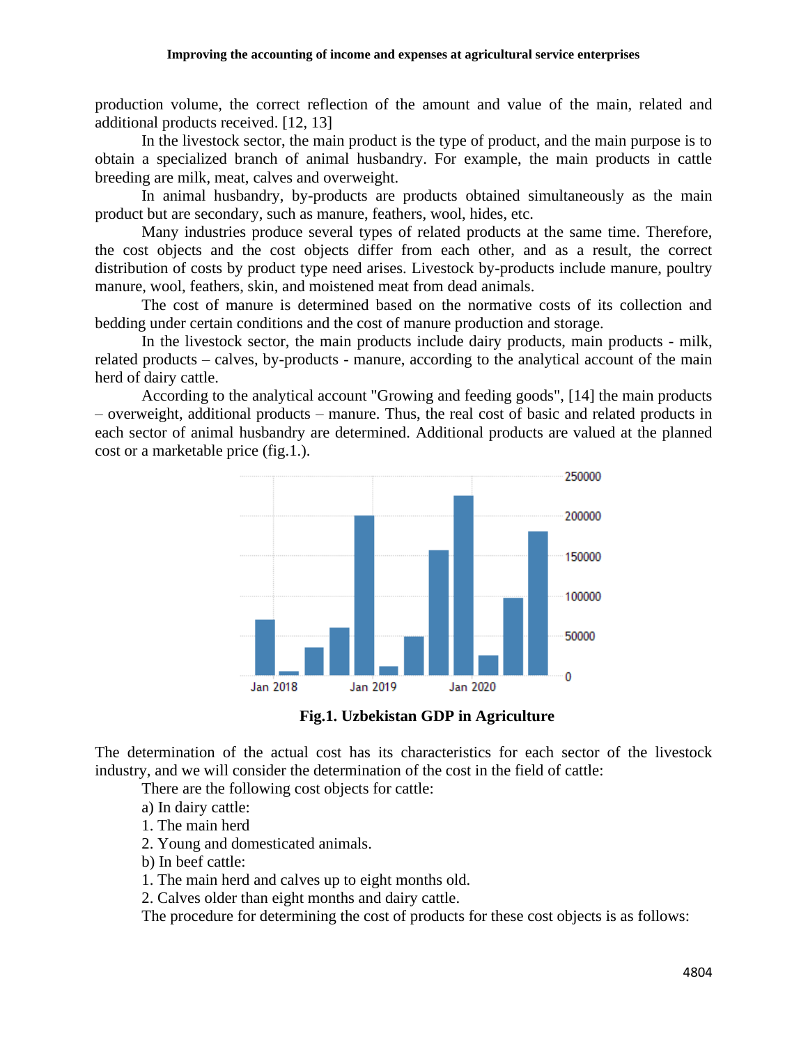production volume, the correct reflection of the amount and value of the main, related and additional products received. [12, 13]

In the livestock sector, the main product is the type of product, and the main purpose is to obtain a specialized branch of animal husbandry. For example, the main products in cattle breeding are milk, meat, calves and overweight.

In animal husbandry, by-products are products obtained simultaneously as the main product but are secondary, such as manure, feathers, wool, hides, etc.

Many industries produce several types of related products at the same time. Therefore, the cost objects and the cost objects differ from each other, and as a result, the correct distribution of costs by product type need arises. Livestock by-products include manure, poultry manure, wool, feathers, skin, and moistened meat from dead animals.

The cost of manure is determined based on the normative costs of its collection and bedding under certain conditions and the cost of manure production and storage.

In the livestock sector, the main products include dairy products, main products - milk, related products – calves, by-products - manure, according to the analytical account of the main herd of dairy cattle.

According to the analytical account "Growing and feeding goods", [14] the main products – overweight, additional products – manure. Thus, the real cost of basic and related products in each sector of animal husbandry are determined. Additional products are valued at the planned cost or a marketable price (fig.1.).

**Fig.1. Uzbekistan GDP in Agriculture**

The determination of the actual cost has its characteristics for each sector of the livestock industry, and we will consider the determination of the cost in the field of cattle:

There are the following cost objects for cattle:

a) In dairy cattle:

1. The main herd
2. Young and domesticated animals.

b) In beef cattle:

1. The main herd and calves up to eight months old.
2. Calves older than eight months and dairy cattle.

The procedure for determining the cost of products for these cost objects is as follows: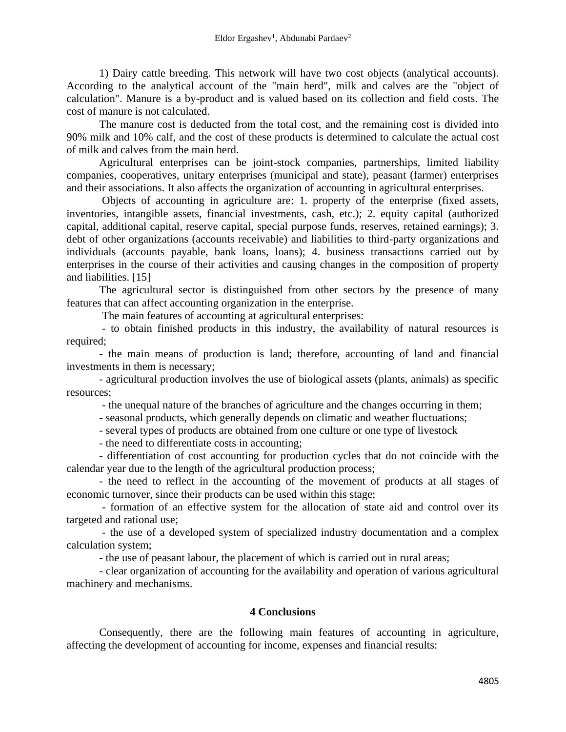1) Dairy cattle breeding. This network will have two cost objects (analytical accounts). According to the analytical account of the "main herd", milk and calves are the "object of calculation". Manure is a by-product and is valued based on its collection and field costs. The cost of manure is not calculated.

The manure cost is deducted from the total cost, and the remaining cost is divided into 90% milk and 10% calf, and the cost of these products is determined to calculate the actual cost of milk and calves from the main herd.

Agricultural enterprises can be joint-stock companies, partnerships, limited liability companies, cooperatives, unitary enterprises (municipal and state), peasant (farmer) enterprises and their associations. It also affects the organization of accounting in agricultural enterprises.

Objects of accounting in agriculture are: 1. property of the enterprise (fixed assets, inventories, intangible assets, financial investments, cash, etc.); 2. equity capital (authorized capital, additional capital, reserve capital, special purpose funds, reserves, retained earnings); 3. debt of other organizations (accounts receivable) and liabilities to third-party organizations and individuals (accounts payable, bank loans, loans); 4. business transactions carried out by enterprises in the course of their activities and causing changes in the composition of property and liabilities. [15]

The agricultural sector is distinguished from other sectors by the presence of many features that can affect accounting organization in the enterprise.

The main features of accounting at agricultural enterprises:

- to obtain finished products in this industry, the availability of natural resources is required;
- the main means of production is land; therefore, accounting of land and financial investments in them is necessary;
- agricultural production involves the use of biological assets (plants, animals) as specific resources;
- the unequal nature of the branches of agriculture and the changes occurring in them;
- seasonal products, which generally depends on climatic and weather fluctuations;
- several types of products are obtained from one culture or one type of livestock
- the need to differentiate costs in accounting;
- differentiation of cost accounting for production cycles that do not coincide with the calendar year due to the length of the agricultural production process;
- the need to reflect in the accounting of the movement of products at all stages of economic turnover, since their products can be used within this stage;
- formation of an effective system for the allocation of state aid and control over its targeted and rational use;
- the use of a developed system of specialized industry documentation and a complex calculation system;
- the use of peasant labour, the placement of which is carried out in rural areas;
- clear organization of accounting for the availability and operation of various agricultural machinery and mechanisms.

## 4 Conclusions

Consequently, there are the following main features of accounting in agriculture, affecting the development of accounting for income, expenses and financial results: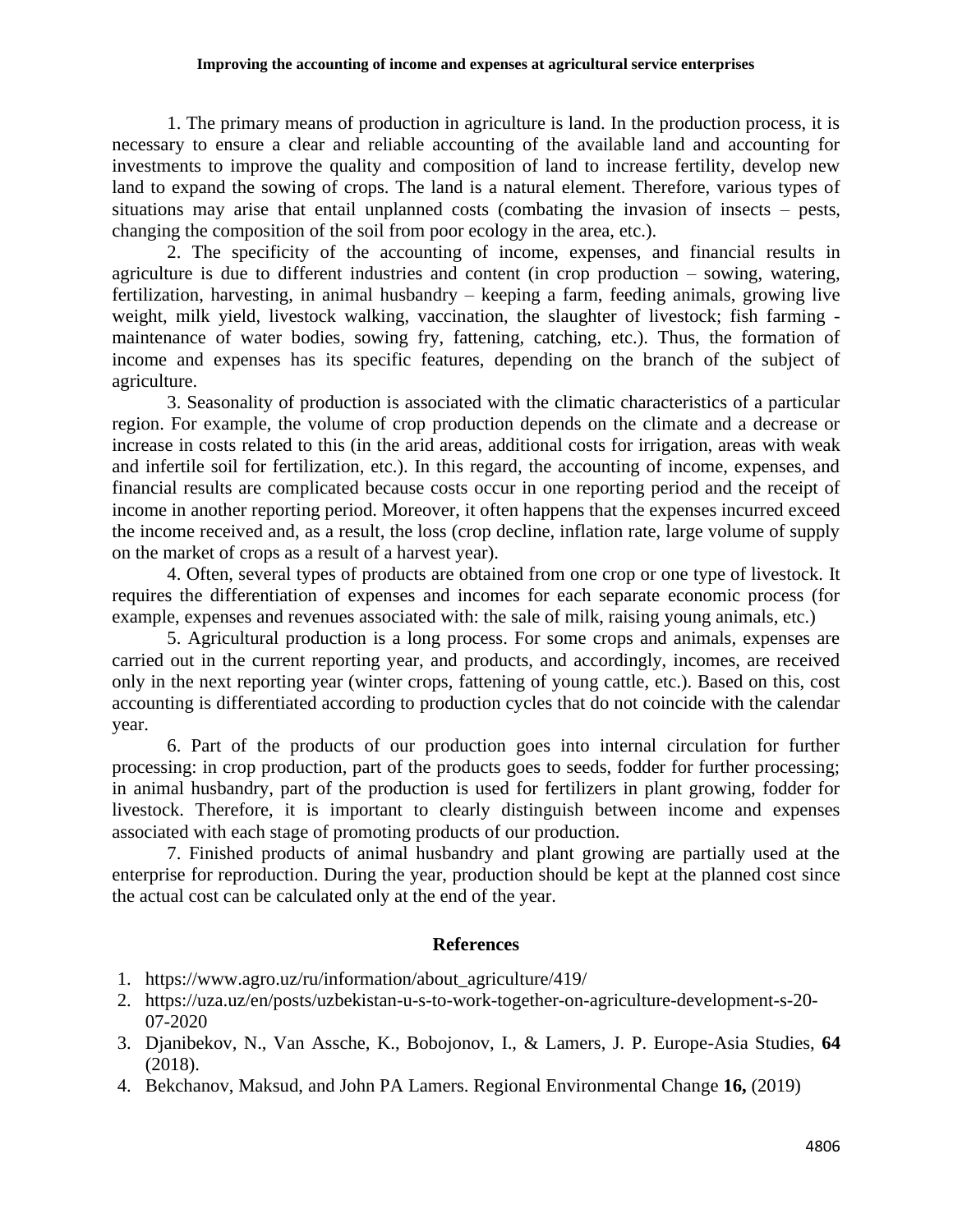1. The primary means of production in agriculture is land. In the production process, it is necessary to ensure a clear and reliable accounting of the available land and accounting for investments to improve the quality and composition of land to increase fertility, develop new land to expand the sowing of crops. The land is a natural element. Therefore, various types of situations may arise that entail unplanned costs (combating the invasion of insects – pests, changing the composition of the soil from poor ecology in the area, etc.).

2. The specificity of the accounting of income, expenses, and financial results in agriculture is due to different industries and content (in crop production – sowing, watering, fertilization, harvesting, in animal husbandry – keeping a farm, feeding animals, growing live weight, milk yield, livestock walking, vaccination, the slaughter of livestock; fish farming - maintenance of water bodies, sowing fry, fattening, catching, etc.). Thus, the formation of income and expenses has its specific features, depending on the branch of the subject of agriculture.

3. Seasonality of production is associated with the climatic characteristics of a particular region. For example, the volume of crop production depends on the climate and a decrease or increase in costs related to this (in the arid areas, additional costs for irrigation, areas with weak and infertile soil for fertilization, etc.). In this regard, the accounting of income, expenses, and financial results are complicated because costs occur in one reporting period and the receipt of income in another reporting period. Moreover, it often happens that the expenses incurred exceed the income received and, as a result, the loss (crop decline, inflation rate, large volume of supply on the market of crops as a result of a harvest year).

4. Often, several types of products are obtained from one crop or one type of livestock. It requires the differentiation of expenses and incomes for each separate economic process (for example, expenses and revenues associated with: the sale of milk, raising young animals, etc.)

5. Agricultural production is a long process. For some crops and animals, expenses are carried out in the current reporting year, and products, and accordingly, incomes, are received only in the next reporting year (winter crops, fattening of young cattle, etc.). Based on this, cost accounting is differentiated according to production cycles that do not coincide with the calendar year.

6. Part of the products of our production goes into internal circulation for further processing: in crop production, part of the products goes to seeds, fodder for further processing; in animal husbandry, part of the production is used for fertilizers in plant growing, fodder for livestock. Therefore, it is important to clearly distinguish between income and expenses associated with each stage of promoting products of our production.

7. Finished products of animal husbandry and plant growing are partially used at the enterprise for reproduction. During the year, production should be kept at the planned cost since the actual cost can be calculated only at the end of the year.

## References

1. https://www.agro.uz/ru/information/about_agriculture/419/
2. https://uza.uz/en/posts/uzbekistan-u-s-to-work-together-on-agriculture-development-s-20-07-2020
3. Djanibekov, N., Van Assche, K., Bobojonov, I., & Lamers, J. P. Europe-Asia Studies, **64** (2018).
4. Bekchanov, Maksud, and John PA Lamers. Regional Environmental Change **16,** (2019)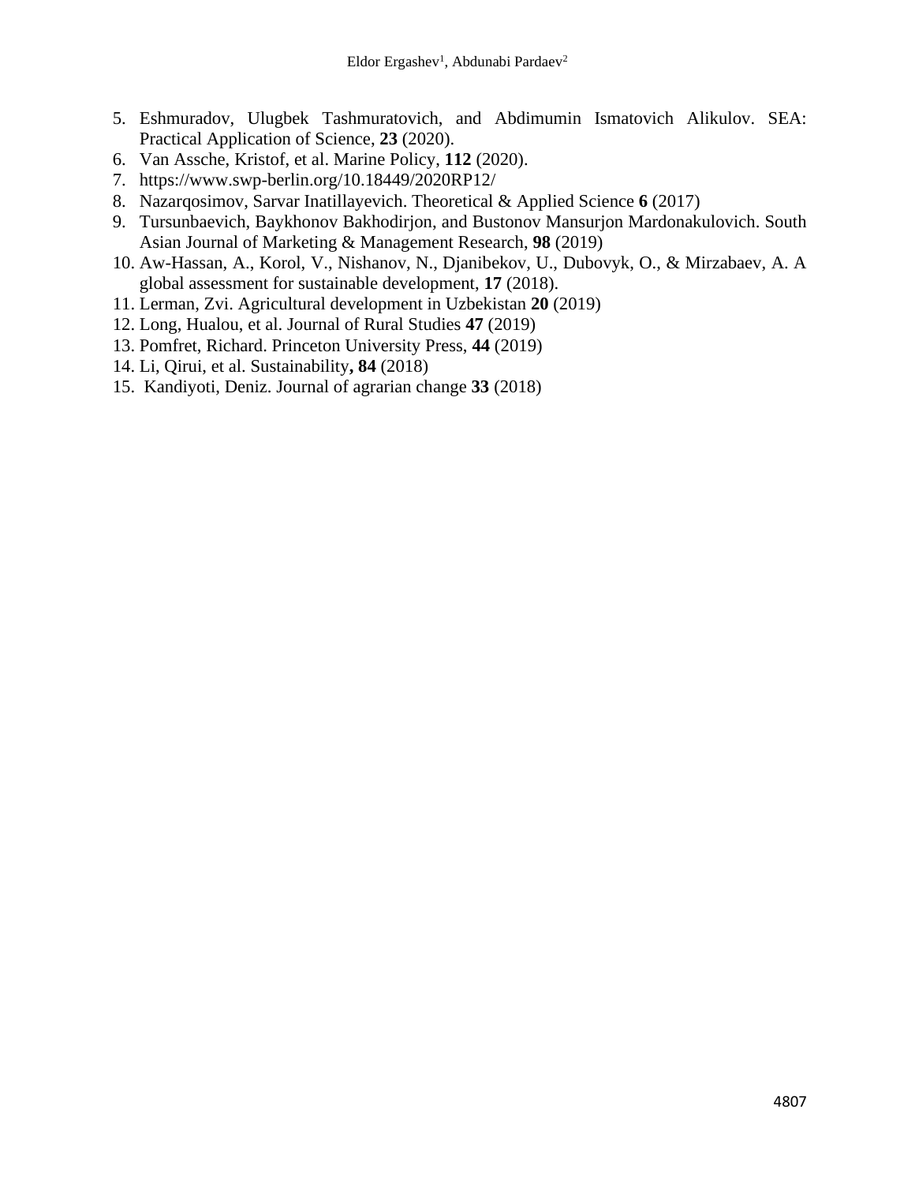5. Eshmuradov, Ulugbek Tashmuratovich, and Abdimumin Ismatovich Alikulov. SEA: Practical Application of Science, **23** (2020).
6. Van Assche, Kristof, et al. Marine Policy, **112** (2020).
7. https://www.swp-berlin.org/10.18449/2020RP12/
8. Nazarqosimov, Sarvar Inatillayevich. Theoretical & Applied Science **6** (2017)
9. Tursunbaevich, Baykhonov Bakhodirjon, and Bustonov Mansurjon Mardonakulovich. South Asian Journal of Marketing & Management Research, **98** (2019)
10. Aw-Hassan, A., Korol, V., Nishanov, N., Djanibekov, U., Dubovyk, O., & Mirzabaev, A. A global assessment for sustainable development, **17** (2018).
11. Lerman, Zvi. Agricultural development in Uzbekistan **20** (2019)
12. Long, Hualou, et al. Journal of Rural Studies **47** (2019)
13. Pomfret, Richard. Princeton University Press, **44** (2019)
14. Li, Qirui, et al. Sustainability**, 84** (2018)
15. Kandiyoti, Deniz. Journal of agrarian change **33** (2018)